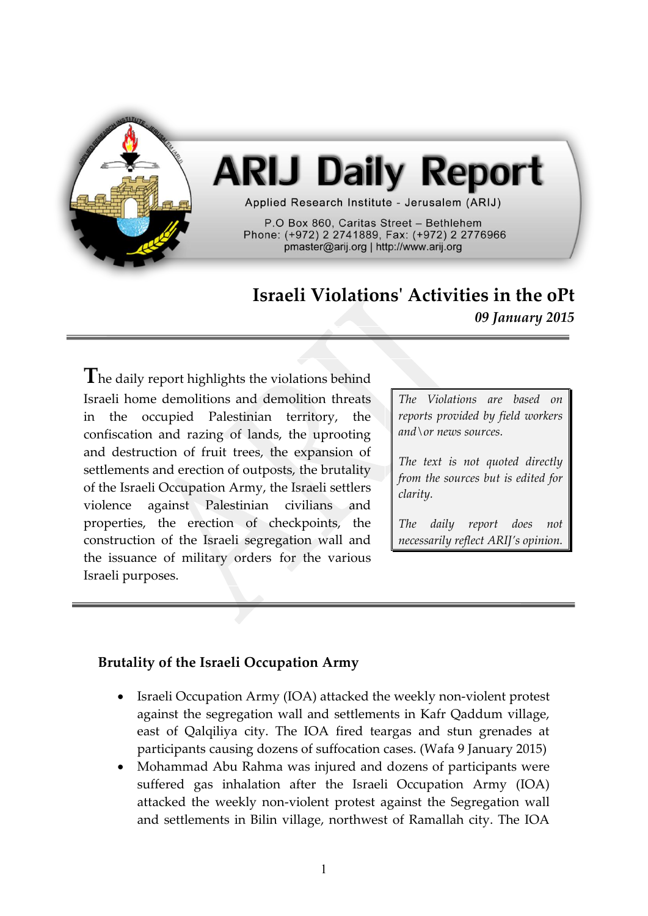# ARIJ Daily Report

Applied Research Institute - Jerusalem (ARIJ)

P.O Box 860, Caritas Street – Bethlehem
Phone: (+972) 2 2741889, Fax: (+972) 2 2776966
pmaster@arij.org | http://www.arij.org

## Israeli Violations' Activities in the oPt

*09 January 2015*

The daily report highlights the violations behind Israeli home demolitions and demolition threats in the occupied Palestinian territory, the confiscation and razing of lands, the uprooting and destruction of fruit trees, the expansion of settlements and erection of outposts, the brutality of the Israeli Occupation Army, the Israeli settlers violence against Palestinian civilians and properties, the erection of checkpoints, the construction of the Israeli segregation wall and the issuance of military orders for the various Israeli purposes.

*The Violations are based on reports provided by field workers and\or news sources.*

*The text is not quoted directly from the sources but is edited for clarity.*

*The daily report does not necessarily reflect ARIJ's opinion.*

### Brutality of the Israeli Occupation Army

- Israeli Occupation Army (IOA) attacked the weekly non-violent protest against the segregation wall and settlements in Kafr Qaddum village, east of Qalqiliya city. The IOA fired teargas and stun grenades at participants causing dozens of suffocation cases. (Wafa 9 January 2015)
- Mohammad Abu Rahma was injured and dozens of participants were suffered gas inhalation after the Israeli Occupation Army (IOA) attacked the weekly non-violent protest against the Segregation wall and settlements in Bilin village, northwest of Ramallah city. The IOA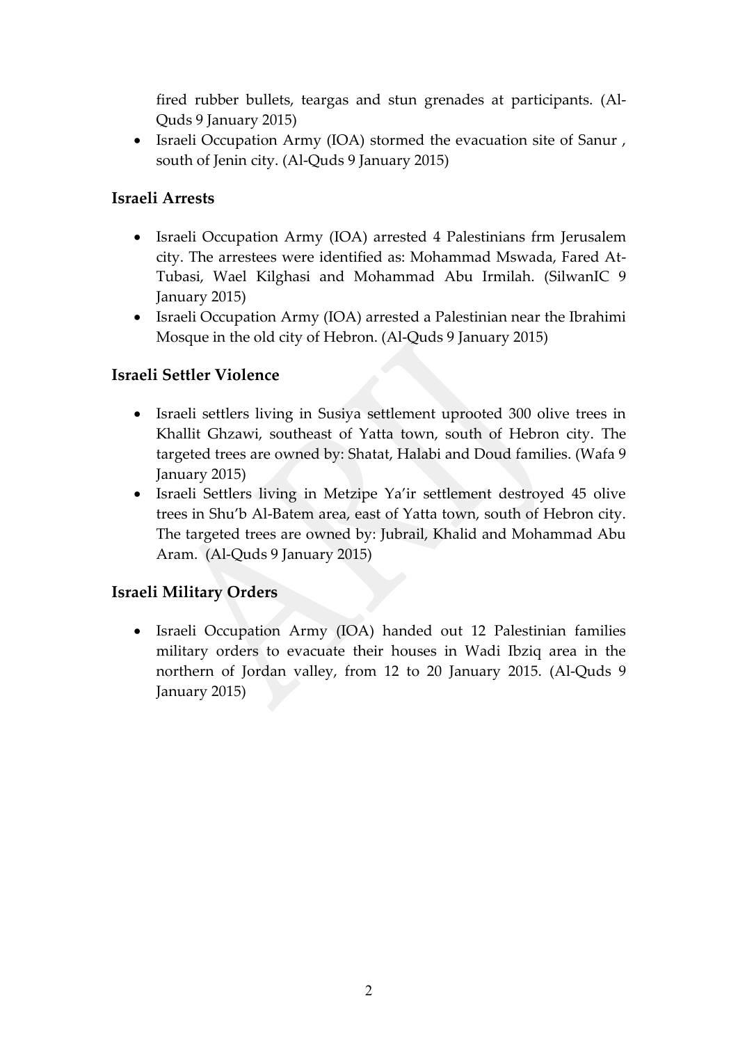fired rubber bullets, teargas and stun grenades at participants. (Al-Quds 9 January 2015)

- Israeli Occupation Army (IOA) stormed the evacuation site of Sanur , south of Jenin city. (Al-Quds 9 January 2015)

## Israeli Arrests

- Israeli Occupation Army (IOA) arrested 4 Palestinians frm Jerusalem city. The arrestees were identified as: Mohammad Mswada, Fared At-Tubasi, Wael Kilghasi and Mohammad Abu Irmilah. (SilwanIC 9 January 2015)
- Israeli Occupation Army (IOA) arrested a Palestinian near the Ibrahimi Mosque in the old city of Hebron. (Al-Quds 9 January 2015)

## Israeli Settler Violence

- Israeli settlers living in Susiya settlement uprooted 300 olive trees in Khallit Ghzawi, southeast of Yatta town, south of Hebron city. The targeted trees are owned by: Shatat, Halabi and Doud families. (Wafa 9 January 2015)
- Israeli Settlers living in Metzipe Ya'ir settlement destroyed 45 olive trees in Shu'b Al-Batem area, east of Yatta town, south of Hebron city. The targeted trees are owned by: Jubrail, Khalid and Mohammad Abu Aram. (Al-Quds 9 January 2015)

## Israeli Military Orders

- Israeli Occupation Army (IOA) handed out 12 Palestinian families military orders to evacuate their houses in Wadi Ibziq area in the northern of Jordan valley, from 12 to 20 January 2015. (Al-Quds 9 January 2015)